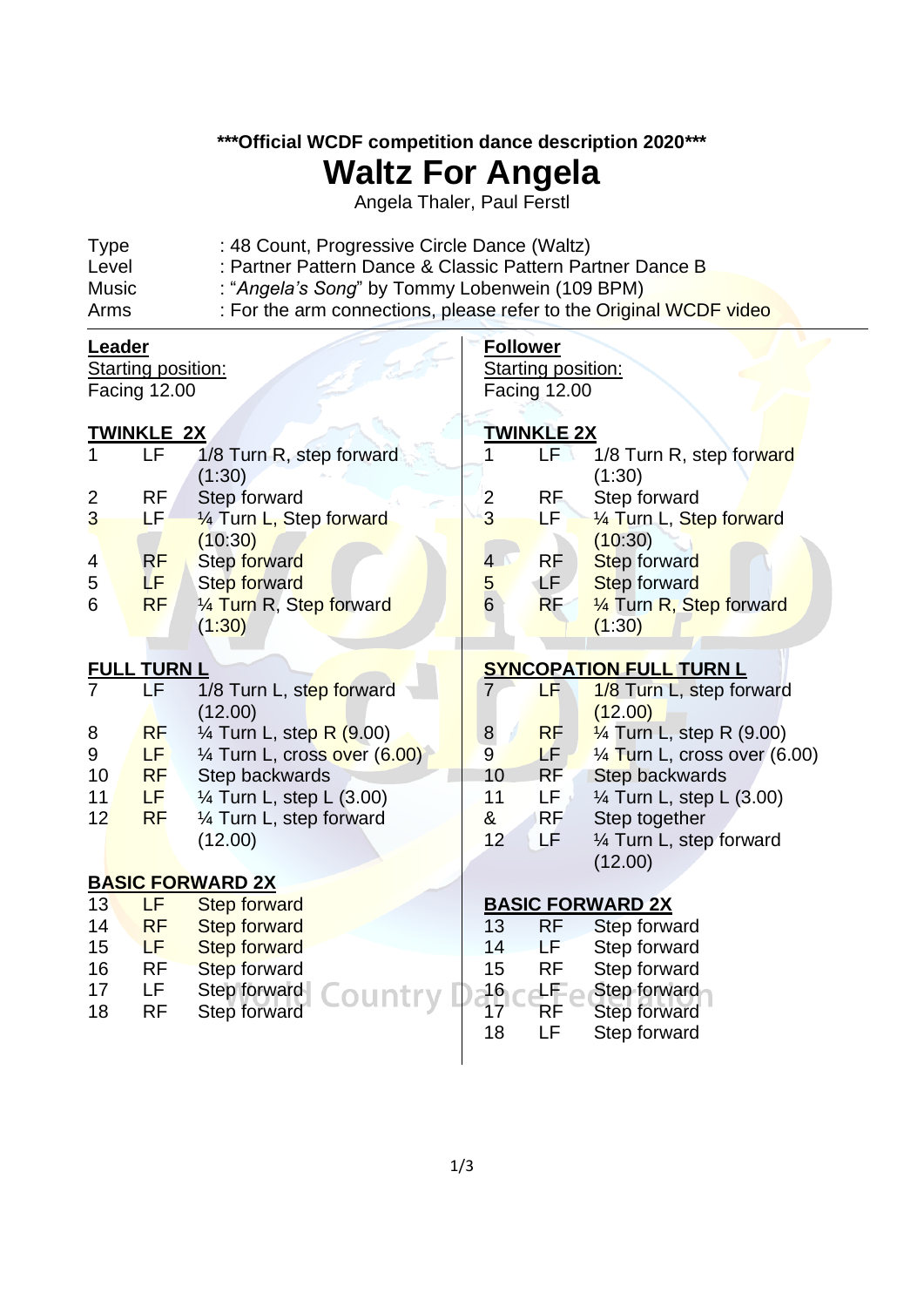***Official WCDF competition dance description 2020***

# Waltz For Angela

Angela Thaler, Paul Ferstl

| | |
|---|---|
| Type | : 48 Count, Progressive Circle Dance (Waltz) |
| Level | : Partner Pattern Dance & Classic Pattern Partner Dance B |
| Music | : "*Angela's Song*" by Tommy Lobenwein (109 BPM) |
| Arms | : For the arm connections, please refer to the Original WCDF video |

## Leader

Starting position:
Facing 12.00

### TWINKLE 2X

| | | |
|---|---|---|
| 1 | LF | 1/8 Turn R, step forward (1:30) |
| 2 | RF | Step forward |
| 3 | LF | ¼ Turn L, Step forward (10:30) |
| 4 | RF | Step forward |
| 5 | LF | Step forward |
| 6 | RF | ¼ Turn R, Step forward (1:30) |

### FULL TURN L

| | | |
|---|---|---|
| 7 | LF | 1/8 Turn L, step forward (12.00) |
| 8 | RF | ¼ Turn L, step R (9.00) |
| 9 | LF | ¼ Turn L, cross over (6.00) |
| 10 | RF | Step backwards |
| 11 | LF | ¼ Turn L, step L (3.00) |
| 12 | RF | ¼ Turn L, step forward (12.00) |

### BASIC FORWARD 2X

| | | |
|---|---|---|
| 13 | LF | Step forward |
| 14 | RF | Step forward |
| 15 | LF | Step forward |
| 16 | RF | Step forward |
| 17 | LF | Step forward |
| 18 | RF | Step forward |

## Follower

Starting position:
Facing 12.00

### TWINKLE 2X

| | | |
|---|---|---|
| 1 | LF | 1/8 Turn R, step forward (1:30) |
| 2 | RF | Step forward |
| 3 | LF | ¼ Turn L, Step forward (10:30) |
| 4 | RF | Step forward |
| 5 | LF | Step forward |
| 6 | RF | ¼ Turn R, Step forward (1:30) |

### SYNCOPATION FULL TURN L

| | | |
|---|---|---|
| 7 | LF | 1/8 Turn L, step forward (12.00) |
| 8 | RF | ¼ Turn L, step R (9.00) |
| 9 | LF | ¼ Turn L, cross over (6.00) |
| 10 | RF | Step backwards |
| 11 | LF | ¼ Turn L, step L (3.00) |
| & | RF | Step together |
| 12 | LF | ¼ Turn L, step forward (12.00) |

### BASIC FORWARD 2X

| | | |
|---|---|---|
| 13 | RF | Step forward |
| 14 | LF | Step forward |
| 15 | RF | Step forward |
| 16 | LF | Step forward |
| 17 | RF | Step forward |
| 18 | LF | Step forward |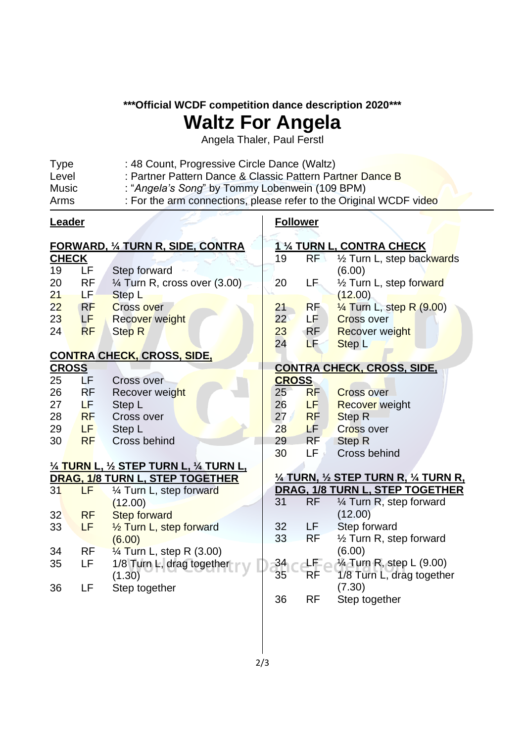**\*\*\*Official WCDF competition dance description 2020\*\*\***

# Waltz For Angela

Angela Thaler, Paul Ferstl

| | |
|---|---|
| Type | : 48 Count, Progressive Circle Dance (Waltz) |
| Level | : Partner Pattern Dance & Classic Pattern Partner Dance B |
| Music | : "*Angela's Song*" by Tommy Lobenwein (109 BPM) |
| Arms | : For the arm connections, please refer to the Original WCDF video |

## Leader

**FORWARD, ¼ TURN R, SIDE, CONTRA CHECK**

| | | |
|---|---|---|
| 19 | LF | Step forward |
| 20 | RF | ¼ Turn R, cross over (3.00) |
| 21 | LF | Step L |
| 22 | RF | Cross over |
| 23 | LF | Recover weight |
| 24 | RF | Step R |

**CONTRA CHECK, CROSS, SIDE, CROSS**

| | | |
|---|---|---|
| 25 | LF | Cross over |
| 26 | RF | Recover weight |
| 27 | LF | Step L |
| 28 | RF | Cross over |
| 29 | LF | Step L |
| 30 | RF | Cross behind |

**¼ TURN L, ½ STEP TURN L, ¼ TURN L, DRAG, 1/8 TURN L, STEP TOGETHER**

| | | |
|---|---|---|
| 31 | LF | ¼ Turn L, step forward (12.00) |
| 32 | RF | Step forward |
| 33 | LF | ½ Turn L, step forward (6.00) |
| 34 | RF | ¼ Turn L, step R (3.00) |
| 35 | LF | 1/8 Turn L, drag together (1.30) |
| 36 | LF | Step together |

## Follower

**1 ¼ TURN L, CONTRA CHECK**

| | | |
|---|---|---|
| 19 | RF | ½ Turn L, step backwards (6.00) |
| 20 | LF | ½ Turn L, step forward (12.00) |
| 21 | RF | ¼ Turn L, step R (9.00) |
| 22 | LF | Cross over |
| 23 | RF | Recover weight |
| 24 | LF | Step L |

**CONTRA CHECK, CROSS, SIDE, CROSS**

| | | |
|---|---|---|
| 25 | RF | Cross over |
| 26 | LF | Recover weight |
| 27 | RF | Step R |
| 28 | LF | Cross over |
| 29 | RF | Step R |
| 30 | LF | Cross behind |

**¼ TURN, ½ STEP TURN R, ¼ TURN R, DRAG, 1/8 TURN L, STEP TOGETHER**

| | | |
|---|---|---|
| 31 | RF | ¼ Turn R, step forward (12.00) |
| 32 | LF | Step forward |
| 33 | RF | ½ Turn R, step forward (6.00) |
| 34 | LF | ¼ Turn R, step L (9.00) |
| 35 | RF | 1/8 Turn L, drag together (7.30) |
| 36 | RF | Step together |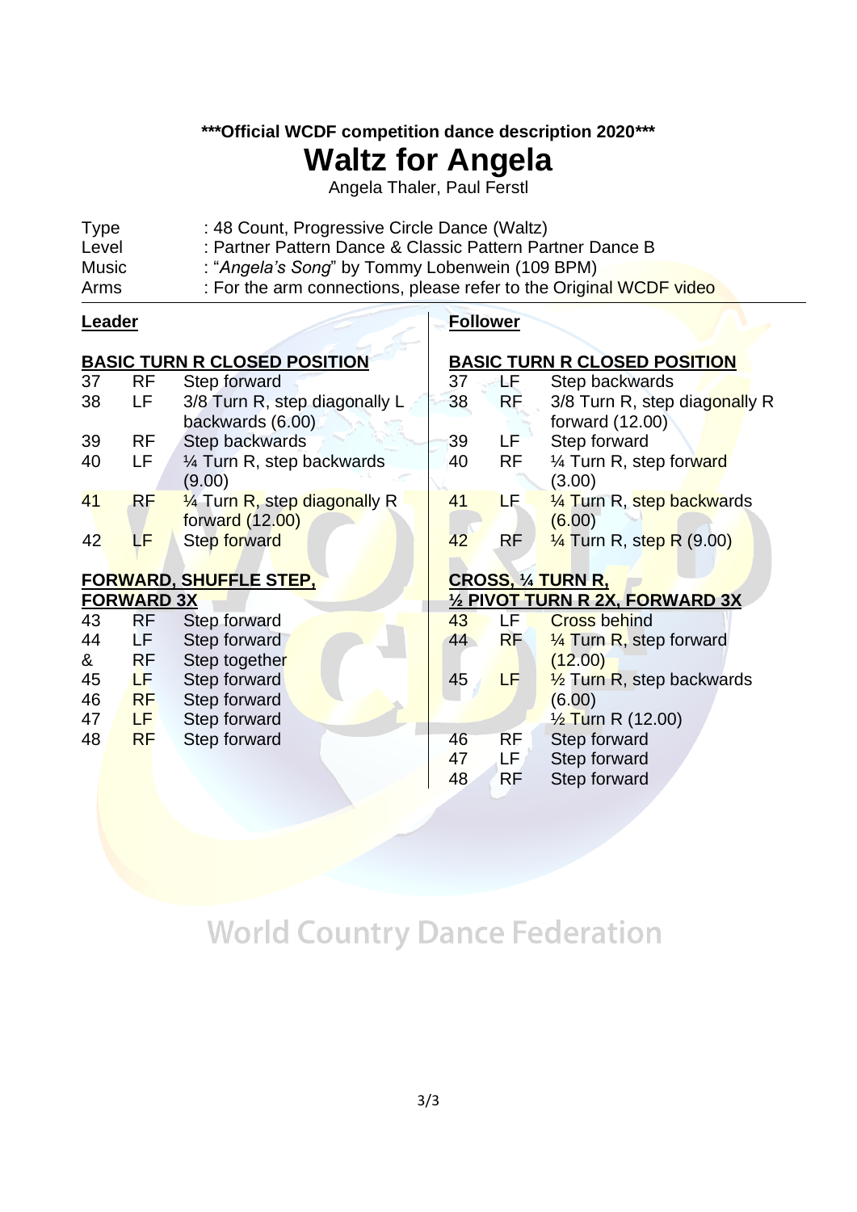**\*\*\*Official WCDF competition dance description 2020\*\*\***

# Waltz for Angela

Angela Thaler, Paul Ferstl

| | |
|---|---|
| Type | : 48 Count, Progressive Circle Dance (Waltz) |
| Level | : Partner Pattern Dance & Classic Pattern Partner Dance B |
| Music | : "*Angela's Song*" by Tommy Lobenwein (109 BPM) |
| Arms | : For the arm connections, please refer to the Original WCDF video |

## Leader

### BASIC TURN R CLOSED POSITION

| | | |
|---|---|---|
| 37 | RF | Step forward |
| 38 | LF | 3/8 Turn R, step diagonally L backwards (6.00) |
| 39 | RF | Step backwards |
| 40 | LF | ¼ Turn R, step backwards (9.00) |
| 41 | RF | ¼ Turn R, step diagonally R forward (12.00) |
| 42 | LF | Step forward |

### FORWARD, SHUFFLE STEP, FORWARD 3X

| | | |
|---|---|---|
| 43 | RF | Step forward |
| 44 | LF | Step forward |
| & | RF | Step together |
| 45 | LF | Step forward |
| 46 | RF | Step forward |
| 47 | LF | Step forward |
| 48 | RF | Step forward |

## Follower

### BASIC TURN R CLOSED POSITION

| | | |
|---|---|---|
| 37 | LF | Step backwards |
| 38 | RF | 3/8 Turn R, step diagonally R forward (12.00) |
| 39 | LF | Step forward |
| 40 | RF | ¼ Turn R, step forward (3.00) |
| 41 | LF | ¼ Turn R, step backwards (6.00) |
| 42 | RF | ¼ Turn R, step R (9.00) |

### CROSS, ¼ TURN R, ½ PIVOT TURN R 2X, FORWARD 3X

| | | |
|---|---|---|
| 43 | LF | Cross behind |
| 44 | RF | ¼ Turn R, step forward (12.00) |
| 45 | LF | ½ Turn R, step backwards (6.00) |
| | | ½ Turn R (12.00) |
| 46 | RF | Step forward |
| 47 | LF | Step forward |
| 48 | RF | Step forward |

World Country Dance Federation